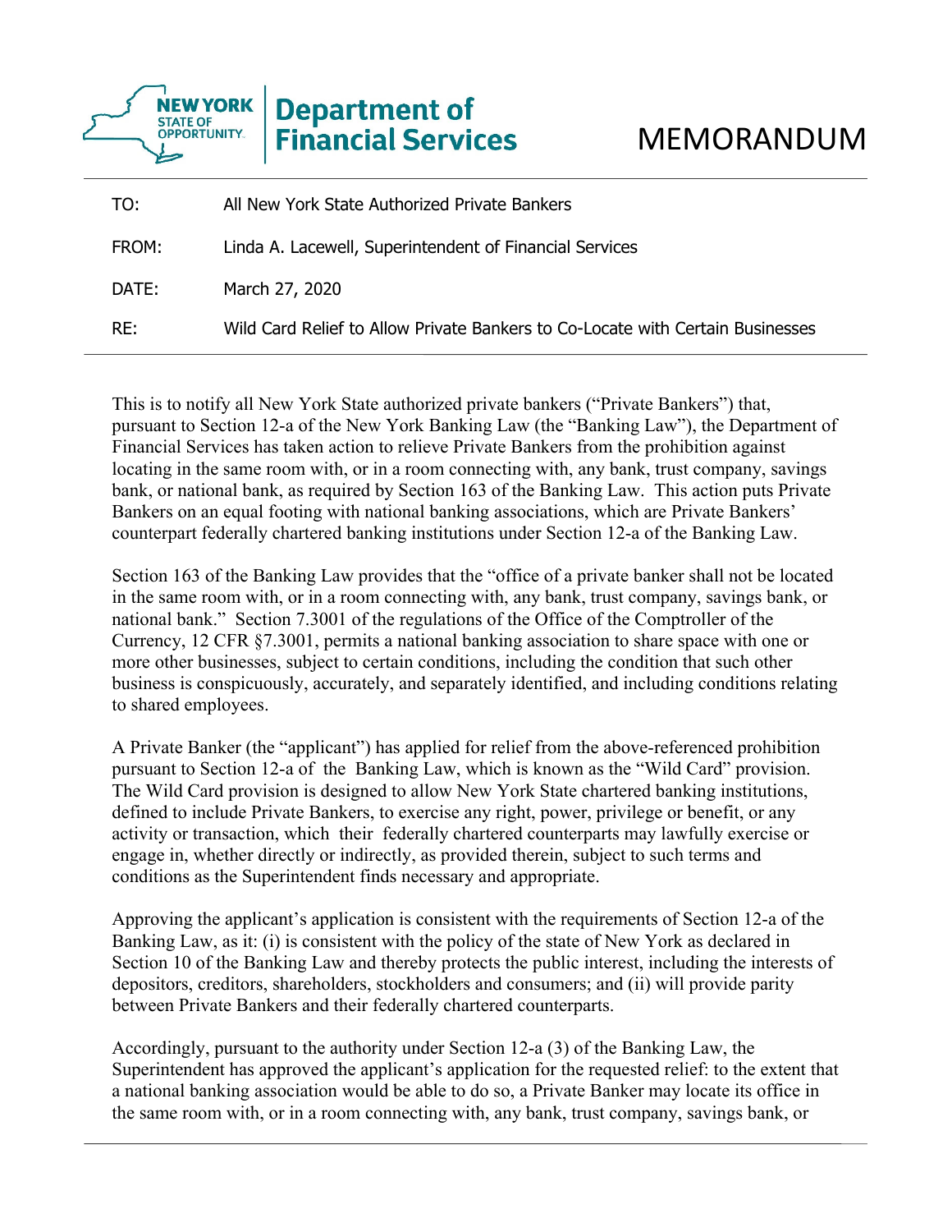**NEW YORK STATE OF OPPORTUNITY** | **Department of Financial Services**

# MEMORANDUM

| | |
|---|---|
| TO: | All New York State Authorized Private Bankers |
| FROM: | Linda A. Lacewell, Superintendent of Financial Services |
| DATE: | March 27, 2020 |
| RE: | Wild Card Relief to Allow Private Bankers to Co-Locate with Certain Businesses |

This is to notify all New York State authorized private bankers ("Private Bankers") that, pursuant to Section 12-a of the New York Banking Law (the "Banking Law"), the Department of Financial Services has taken action to relieve Private Bankers from the prohibition against locating in the same room with, or in a room connecting with, any bank, trust company, savings bank, or national bank, as required by Section 163 of the Banking Law. This action puts Private Bankers on an equal footing with national banking associations, which are Private Bankers' counterpart federally chartered banking institutions under Section 12-a of the Banking Law.

Section 163 of the Banking Law provides that the "office of a private banker shall not be located in the same room with, or in a room connecting with, any bank, trust company, savings bank, or national bank." Section 7.3001 of the regulations of the Office of the Comptroller of the Currency, 12 CFR §7.3001, permits a national banking association to share space with one or more other businesses, subject to certain conditions, including the condition that such other business is conspicuously, accurately, and separately identified, and including conditions relating to shared employees.

A Private Banker (the "applicant") has applied for relief from the above-referenced prohibition pursuant to Section 12-a of the Banking Law, which is known as the "Wild Card" provision. The Wild Card provision is designed to allow New York State chartered banking institutions, defined to include Private Bankers, to exercise any right, power, privilege or benefit, or any activity or transaction, which their federally chartered counterparts may lawfully exercise or engage in, whether directly or indirectly, as provided therein, subject to such terms and conditions as the Superintendent finds necessary and appropriate.

Approving the applicant's application is consistent with the requirements of Section 12-a of the Banking Law, as it: (i) is consistent with the policy of the state of New York as declared in Section 10 of the Banking Law and thereby protects the public interest, including the interests of depositors, creditors, shareholders, stockholders and consumers; and (ii) will provide parity between Private Bankers and their federally chartered counterparts.

Accordingly, pursuant to the authority under Section 12-a (3) of the Banking Law, the Superintendent has approved the applicant's application for the requested relief: to the extent that a national banking association would be able to do so, a Private Banker may locate its office in the same room with, or in a room connecting with, any bank, trust company, savings bank, or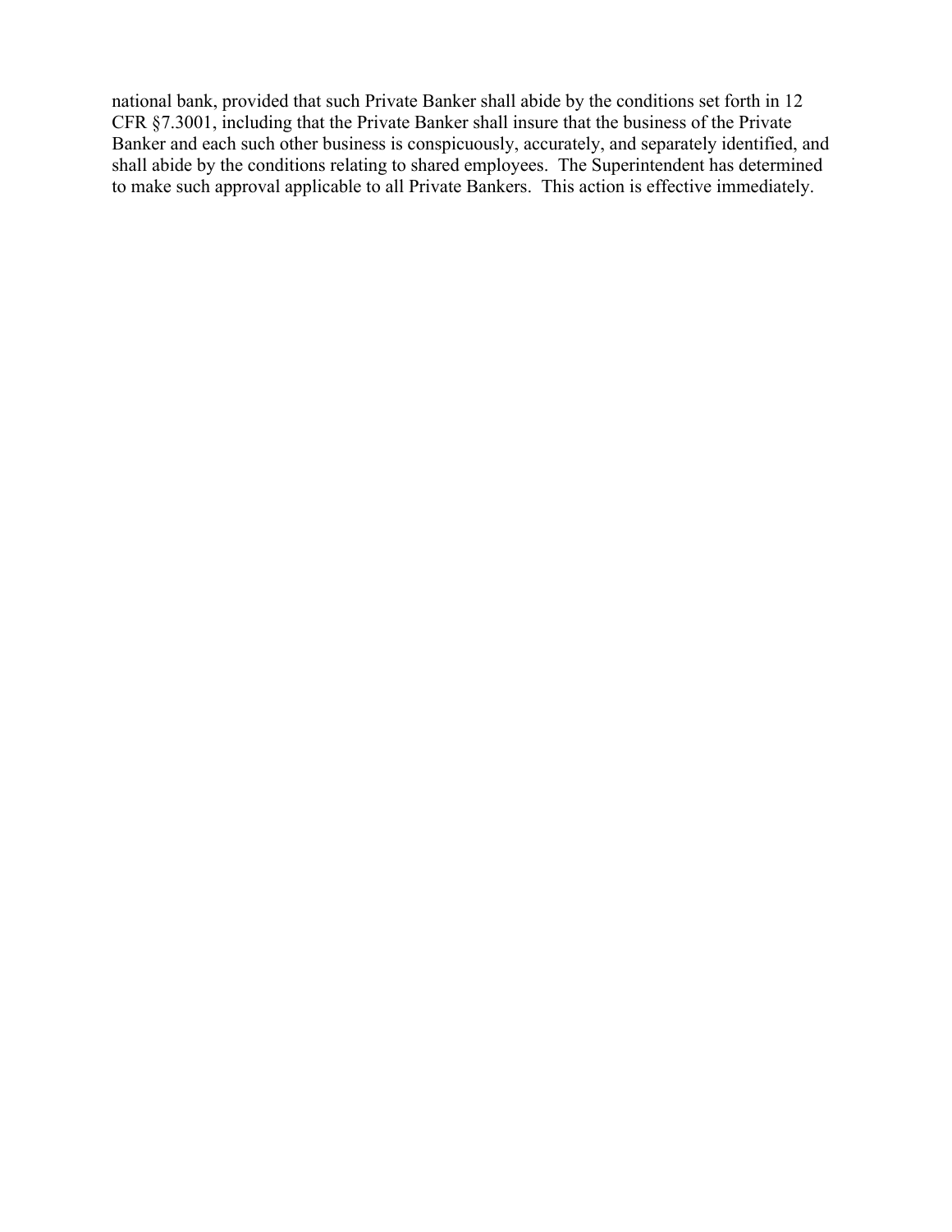national bank, provided that such Private Banker shall abide by the conditions set forth in 12 CFR §7.3001, including that the Private Banker shall insure that the business of the Private Banker and each such other business is conspicuously, accurately, and separately identified, and shall abide by the conditions relating to shared employees. The Superintendent has determined to make such approval applicable to all Private Bankers. This action is effective immediately.